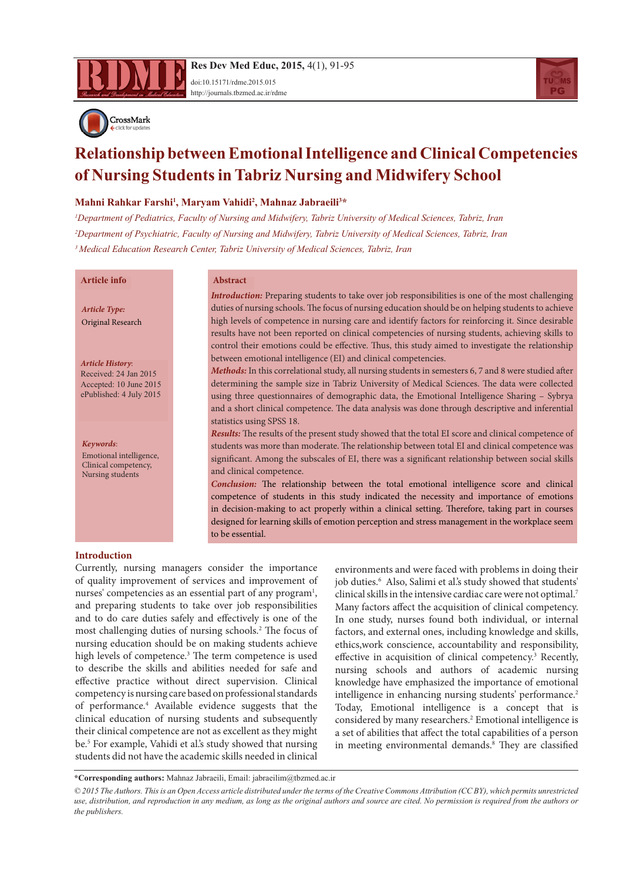# Relationship between Emotional Intelligence and Clinical Competencies of Nursing Students in Tabriz Nursing and Midwifery School

**Mahni Rahkar Farshi[1], Maryam Vahidi[2], Mahnaz Jabraeili[3]***

[1]*Department of Pediatrics, Faculty of Nursing and Midwifery, Tabriz University of Medical Sciences, Tabriz, Iran*

[2]*Department of Psychiatric, Faculty of Nursing and Midwifery, Tabriz University of Medical Sciences, Tabriz, Iran*

[3]*Medical Education Research Center, Tabriz University of Medical Sciences, Tabriz, Iran*

**Article info**

***Article Type:***
Original Research

***Article History:***
Received: 24 Jan 2015
Accepted: 10 June 2015
ePublished: 4 July 2015

***Keywords:***
Emotional intelligence,
Clinical competency,
Nursing students

**Abstract**

***Introduction:*** Preparing students to take over job responsibilities is one of the most challenging duties of nursing schools. The focus of nursing education should be on helping students to achieve high levels of competence in nursing care and identify factors for reinforcing it. Since desirable results have not been reported on clinical competencies of nursing students, achieving skills to control their emotions could be effective. Thus, this study aimed to investigate the relationship between emotional intelligence (EI) and clinical competencies.

***Methods:*** In this correlational study, all nursing students in semesters 6, 7 and 8 were studied after determining the sample size in Tabriz University of Medical Sciences. The data were collected using three questionnaires of demographic data, the Emotional Intelligence Sharing – Sybrya and a short clinical competence. The data analysis was done through descriptive and inferential statistics using SPSS 18.

***Results:*** The results of the present study showed that the total EI score and clinical competence of students was more than moderate. The relationship between total EI and clinical competence was significant. Among the subscales of EI, there was a significant relationship between social skills and clinical competence.

***Conclusion:*** The relationship between the total emotional intelligence score and clinical competence of students in this study indicated the necessity and importance of emotions in decision-making to act properly within a clinical setting. Therefore, taking part in courses designed for learning skills of emotion perception and stress management in the workplace seem to be essential.

## Introduction

Currently, nursing managers consider the importance of quality improvement of services and improvement of nurses' competencies as an essential part of any program[1], and preparing students to take over job responsibilities and to do care duties safely and effectively is one of the most challenging duties of nursing schools.[2] The focus of nursing education should be on making students achieve high levels of competence.[3] The term competence is used to describe the skills and abilities needed for safe and effective practice without direct supervision. Clinical competency is nursing care based on professional standards of performance.[4] Available evidence suggests that the clinical education of nursing students and subsequently their clinical competence are not as excellent as they might be.[5] For example, Vahidi et al.'s study showed that nursing students did not have the academic skills needed in clinical environments and were faced with problems in doing their job duties.[6] Also, Salimi et al.'s study showed that students' clinical skills in the intensive cardiac care were not optimal.[7] Many factors affect the acquisition of clinical competency. In one study, nurses found both individual, or internal factors, and external ones, including knowledge and skills, ethics,work conscience, accountability and responsibility, effective in acquisition of clinical competency.[3] Recently, nursing schools and authors of academic nursing knowledge have emphasized the importance of emotional intelligence in enhancing nursing students' performance.[2] Today, Emotional intelligence is a concept that is considered by many researchers.[2] Emotional intelligence is a set of abilities that affect the total capabilities of a person in meeting environmental demands.[8] They are classified

**\*Corresponding authors:** Mahnaz Jabraeili, Email: jabraeilim@tbzmed.ac.ir

*© 2015 The Authors. This is an Open Access article distributed under the terms of the Creative Commons Attribution (CC BY), which permits unrestricted use, distribution, and reproduction in any medium, as long as the original authors and source are cited. No permission is required from the authors or the publishers.*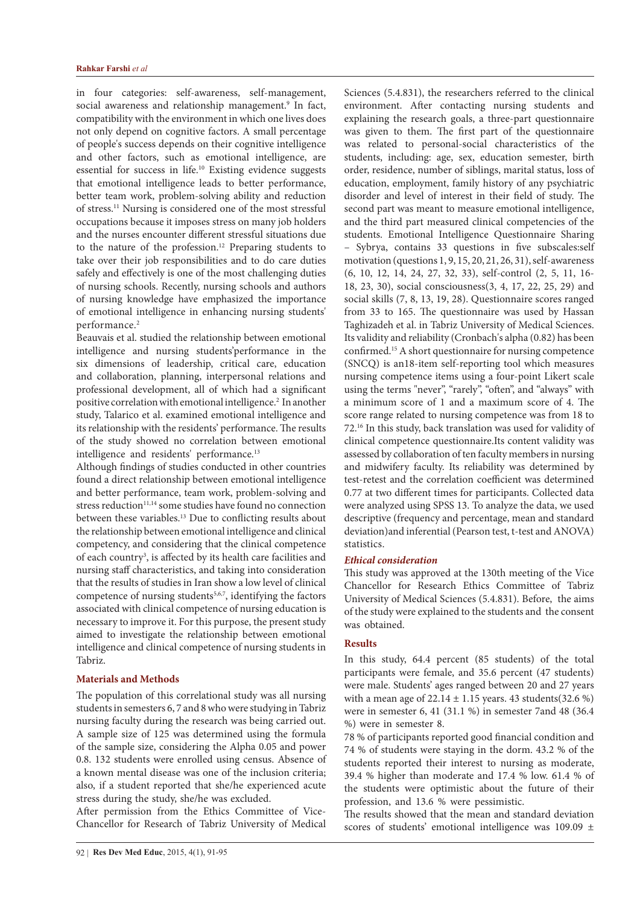in four categories: self-awareness, self-management, social awareness and relationship management.[9] In fact, compatibility with the environment in which one lives does not only depend on cognitive factors. A small percentage of people's success depends on their cognitive intelligence and other factors, such as emotional intelligence, are essential for success in life.[10] Existing evidence suggests that emotional intelligence leads to better performance, better team work, problem-solving ability and reduction of stress.[11] Nursing is considered one of the most stressful occupations because it imposes stress on many job holders and the nurses encounter different stressful situations due to the nature of the profession.[12] Preparing students to take over their job responsibilities and to do care duties safely and effectively is one of the most challenging duties of nursing schools. Recently, nursing schools and authors of nursing knowledge have emphasized the importance of emotional intelligence in enhancing nursing students' performance.[2]

Beauvais et al. studied the relationship between emotional intelligence and nursing students'performance in the six dimensions of leadership, critical care, education and collaboration, planning, interpersonal relations and professional development, all of which had a significant positive correlation with emotional intelligence.[2] In another study, Talarico et al. examined emotional intelligence and its relationship with the residents' performance. The results of the study showed no correlation between emotional intelligence and residents' performance.[13]

Although findings of studies conducted in other countries found a direct relationship between emotional intelligence and better performance, team work, problem-solving and stress reduction[11,14] some studies have found no connection between these variables.[13] Due to conflicting results about the relationship between emotional intelligence and clinical competency, and considering that the clinical competence of each country[3], is affected by its health care facilities and nursing staff characteristics, and taking into consideration that the results of studies in Iran show a low level of clinical competence of nursing students[5,6,7], identifying the factors associated with clinical competence of nursing education is necessary to improve it. For this purpose, the present study aimed to investigate the relationship between emotional intelligence and clinical competence of nursing students in Tabriz.

## Materials and Methods

The population of this correlational study was all nursing students in semesters 6, 7 and 8 who were studying in Tabriz nursing faculty during the research was being carried out. A sample size of 125 was determined using the formula of the sample size, considering the Alpha 0.05 and power 0.8. 132 students were enrolled using census. Absence of a known mental disease was one of the inclusion criteria; also, if a student reported that she/he experienced acute stress during the study, she/he was excluded.

After permission from the Ethics Committee of Vice-Chancellor for Research of Tabriz University of Medical Sciences (5.4.831), the researchers referred to the clinical environment. After contacting nursing students and explaining the research goals, a three-part questionnaire was given to them. The first part of the questionnaire was related to personal-social characteristics of the students, including: age, sex, education semester, birth order, residence, number of siblings, marital status, loss of education, employment, family history of any psychiatric disorder and level of interest in their field of study. The second part was meant to measure emotional intelligence, and the third part measured clinical competencies of the students. Emotional Intelligence Questionnaire Sharing – Sybrya, contains 33 questions in five subscales:self motivation (questions 1, 9, 15, 20, 21, 26, 31), self-awareness (6, 10, 12, 14, 24, 27, 32, 33), self-control (2, 5, 11, 16-18, 23, 30), social consciousness(3, 4, 17, 22, 25, 29) and social skills (7, 8, 13, 19, 28). Questionnaire scores ranged from 33 to 165. The questionnaire was used by Hassan Taghizadeh et al. in Tabriz University of Medical Sciences. Its validity and reliability (Cronbach's alpha (0.82) has been confirmed.[15] A short questionnaire for nursing competence (SNCQ) is an18-item self-reporting tool which measures nursing competence items using a four-point Likert scale using the terms "never", "rarely", "often", and "always" with a minimum score of 1 and a maximum score of 4. The score range related to nursing competence was from 18 to 72.[16] In this study, back translation was used for validity of clinical competence questionnaire.Its content validity was assessed by collaboration of ten faculty members in nursing and midwifery faculty. Its reliability was determined by test-retest and the correlation coefficient was determined 0.77 at two different times for participants. Collected data were analyzed using SPSS 13. To analyze the data, we used descriptive (frequency and percentage, mean and standard deviation)and inferential (Pearson test, t-test and ANOVA) statistics.

### *Ethical consideration*

This study was approved at the 130th meeting of the Vice Chancellor for Research Ethics Committee of Tabriz University of Medical Sciences (5.4.831). Before, the aims of the study were explained to the students and the consent was obtained.

## Results

In this study, 64.4 percent (85 students) of the total participants were female, and 35.6 percent (47 students) were male. Students' ages ranged between 20 and 27 years with a mean age of 22.14 ± 1.15 years. 43 students(32.6 %) were in semester 6, 41 (31.1 %) in semester 7and 48 (36.4 %) were in semester 8.

78 % of participants reported good financial condition and 74 % of students were staying in the dorm. 43.2 % of the students reported their interest to nursing as moderate, 39.4 % higher than moderate and 17.4 % low. 61.4 % of the students were optimistic about the future of their profession, and 13.6 % were pessimistic.

The results showed that the mean and standard deviation scores of students' emotional intelligence was 109.09 ±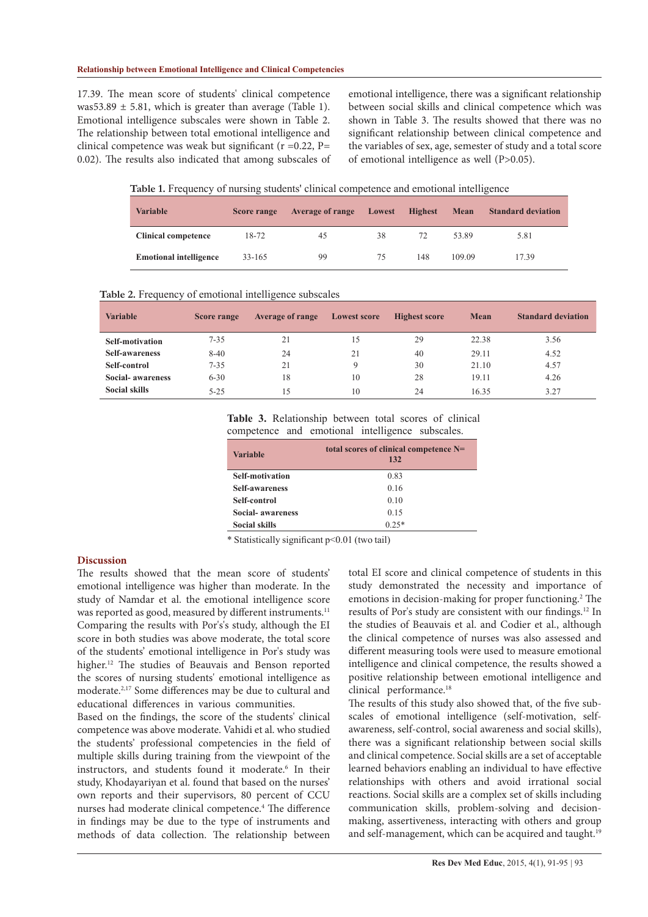17.39. The mean score of students' clinical competence was53.89 ± 5.81, which is greater than average (Table 1). Emotional intelligence subscales were shown in Table 2. The relationship between total emotional intelligence and clinical competence was weak but significant (r =0.22, P= 0.02). The results also indicated that among subscales of emotional intelligence, there was a significant relationship between social skills and clinical competence which was shown in Table 3. The results showed that there was no significant relationship between clinical competence and the variables of sex, age, semester of study and a total score of emotional intelligence as well (P>0.05).

**Table 1.** Frequency of nursing students' clinical competence and emotional intelligence

| Variable | Score range | Average of range | Lowest | Highest | Mean | Standard deviation |
|---|---|---|---|---|---|---|
| **Clinical competence** | 18-72 | 45 | 38 | 72 | 53.89 | 5.81 |
| **Emotional intelligence** | 33-165 | 99 | 75 | 148 | 109.09 | 17.39 |

**Table 2.** Frequency of emotional intelligence subscales

| Variable | Score range | Average of range | Lowest score | Highest score | Mean | Standard deviation |
|---|---|---|---|---|---|---|
| **Self-motivation** | 7-35 | 21 | 15 | 29 | 22.38 | 3.56 |
| **Self-awareness** | 8-40 | 24 | 21 | 40 | 29.11 | 4.52 |
| **Self-control** | 7-35 | 21 | 9 | 30 | 21.10 | 4.57 |
| **Social- awareness** | 6-30 | 18 | 10 | 28 | 19.11 | 4.26 |
| **Social skills** | 5-25 | 15 | 10 | 24 | 16.35 | 3.27 |

**Table 3.** Relationship between total scores of clinical competence and emotional intelligence subscales.

| Variable | total scores of clinical competence N= 132 |
|---|---|
| **Self-motivation** | 0.83 |
| **Self-awareness** | 0.16 |
| **Self-control** | 0.10 |
| **Social- awareness** | 0.15 |
| **Social skills** | 0.25* |

\* Statistically significant p<0.01 (two tail)

## Discussion

The results showed that the mean score of students' emotional intelligence was higher than moderate. In the study of Namdar et al. the emotional intelligence score was reported as good, measured by different instruments.[11] Comparing the results with Por's's study, although the EI score in both studies was above moderate, the total score of the students' emotional intelligence in Por's study was higher.[12] The studies of Beauvais and Benson reported the scores of nursing students' emotional intelligence as moderate.[2,17] Some differences may be due to cultural and educational differences in various communities.

Based on the findings, the score of the students' clinical competence was above moderate. Vahidi et al. who studied the students' professional competencies in the field of multiple skills during training from the viewpoint of the instructors, and students found it moderate.[6] In their study, Khodayariyan et al. found that based on the nurses' own reports and their supervisors, 80 percent of CCU nurses had moderate clinical competence.[4] The difference in findings may be due to the type of instruments and methods of data collection. The relationship between total EI score and clinical competence of students in this study demonstrated the necessity and importance of emotions in decision-making for proper functioning.[2] The results of Por's study are consistent with our findings.[12] In the studies of Beauvais et al. and Codier et al., although the clinical competence of nurses was also assessed and different measuring tools were used to measure emotional intelligence and clinical competence, the results showed a positive relationship between emotional intelligence and clinical performance.[18]

The results of this study also showed that, of the five subscales of emotional intelligence (self-motivation, self-awareness, self-control, social awareness and social skills), there was a significant relationship between social skills and clinical competence. Social skills are a set of acceptable learned behaviors enabling an individual to have effective relationships with others and avoid irrational social reactions. Social skills are a complex set of skills including communication skills, problem-solving and decision-making, assertiveness, interacting with others and group and self-management, which can be acquired and taught.[19]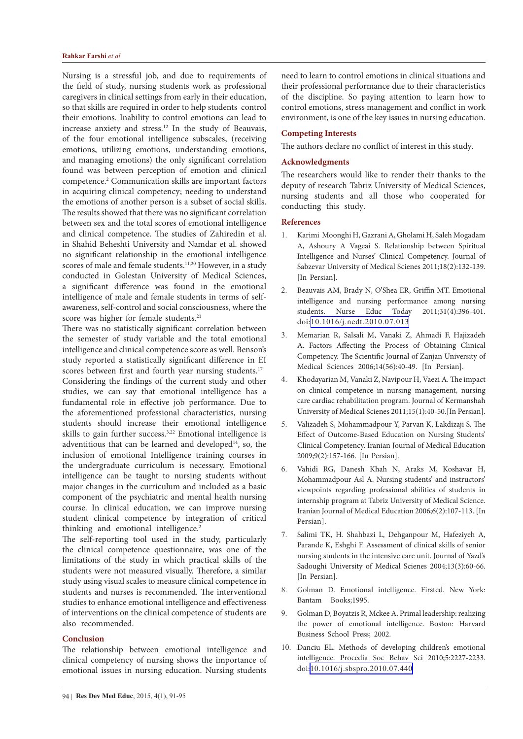Nursing is a stressful job, and due to requirements of the field of study, nursing students work as professional caregivers in clinical settings from early in their education, so that skills are required in order to help students control their emotions. Inability to control emotions can lead to increase anxiety and stress.[12] In the study of Beauvais, of the four emotional intelligence subscales, (receiving emotions, utilizing emotions, understanding emotions, and managing emotions) the only significant correlation found was between perception of emotion and clinical competence.[2] Communication skills are important factors in acquiring clinical competency; needing to understand the emotions of another person is a subset of social skills. The results showed that there was no significant correlation between sex and the total scores of emotional intelligence and clinical competence. The studies of Zahiredin et al. in Shahid Beheshti University and Namdar et al. showed no significant relationship in the emotional intelligence scores of male and female students.[11,20] However, in a study conducted in Golestan University of Medical Sciences, a significant difference was found in the emotional intelligence of male and female students in terms of self-awareness, self-control and social consciousness, where the score was higher for female students.[21]

There was no statistically significant correlation between the semester of study variable and the total emotional intelligence and clinical competence score as well. Benson's study reported a statistically significant difference in EI scores between first and fourth year nursing students.[17]

Considering the findings of the current study and other studies, we can say that emotional intelligence has a fundamental role in effective job performance. Due to the aforementioned professional characteristics, nursing students should increase their emotional intelligence skills to gain further success.[3,22] Emotional intelligence is adventitious that can be learned and developed[14], so, the inclusion of emotional Intelligence training courses in the undergraduate curriculum is necessary. Emotional intelligence can be taught to nursing students without major changes in the curriculum and included as a basic component of the psychiatric and mental health nursing course. In clinical education, we can improve nursing student clinical competence by integration of critical thinking and emotional intelligence.[2]

The self-reporting tool used in the study, particularly the clinical competence questionnaire, was one of the limitations of the study in which practical skills of the students were not measured visually. Therefore, a similar study using visual scales to measure clinical competence in students and nurses is recommended. The interventional studies to enhance emotional intelligence and effectiveness of interventions on the clinical competence of students are also recommended.

## Conclusion

The relationship between emotional intelligence and clinical competency of nursing shows the importance of emotional issues in nursing education. Nursing students need to learn to control emotions in clinical situations and their professional performance due to their characteristics of the discipline. So paying attention to learn how to control emotions, stress management and conflict in work environment, is one of the key issues in nursing education.

## Competing Interests

The authors declare no conflict of interest in this study.

## Acknowledgments

The researchers would like to render their thanks to the deputy of research Tabriz University of Medical Sciences, nursing students and all those who cooperated for conducting this study.

## References

1. Karimi Moonghi H, Gazrani A, Gholami H, Saleh Mogadam A, Ashoury A Vageai S. Relationship between Spiritual Intelligence and Nurses' Clinical Competency. Journal of Sabzevar University of Medical Scienes 2011;18(2):132-139. [In Persian].
2. Beauvais AM, Brady N, O'Shea ER, Griffin MT. Emotional intelligence and nursing performance among nursing students. Nurse Educ Today 2011;31(4):396-401. doi:10.1016/j.nedt.2010.07.013
3. Memarian R, Salsali M, Vanaki Z, Ahmadi F, Hajizadeh A. Factors Affecting the Process of Obtaining Clinical Competency. The Scientific Journal of Zanjan University of Medical Sciences 2006;14(56):40-49. [In Persian].
4. Khodayarian M, Vanaki Z, Navipour H, Vaezi A. The impact on clinical competence in nursing management, nursing care cardiac rehabilitation program. Journal of Kermanshah University of Medical Scienes 2011;15(1):40-50.[In Persian].
5. Valizadeh S, Mohammadpour Y, Parvan K, Lakdizaji S. The Effect of Outcome-Based Education on Nursing Students' Clinical Competency. Iranian Journal of Medical Education 2009;9(2):157-166. [In Persian].
6. Vahidi RG, Danesh Khah N, Araks M, Koshavar H, Mohammadpour Asl A. Nursing students' and instructors' viewpoints regarding professional abilities of students in internship program at Tabriz University of Medical Science. Iranian Journal of Medical Education 2006;6(2):107-113. [In Persian].
7. Salimi TK, H. Shahbazi L, Dehganpour M, Hafeziyeh A, Parande K, Eshghi F. Assessment of clinical skills of senior nursing students in the intensive care unit. Journal of Yazd's Sadoughi University of Medical Scienes 2004;13(3):60-66. [In Persian].
8. Golman D. Emotional intelligence. Firsted. New York: Bantam Books;1995.
9. Golman D, Boyatzis R, Mckee A. Primal leadership: realizing the power of emotional intelligence. Boston: Harvard Business School Press; 2002.
10. Danciu EL. Methods of developing children's emotional intelligence. Procedia Soc Behav Sci 2010;5:2227-2233. doi:10.1016/j.sbspro.2010.07.440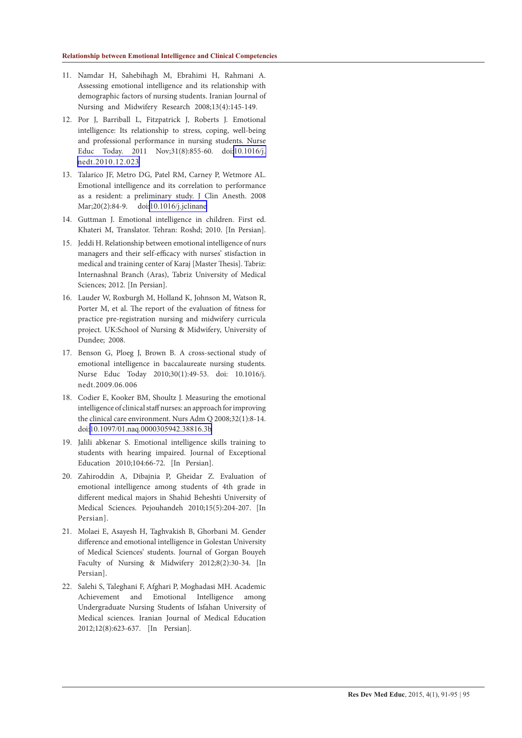11. Namdar H, Sahebihagh M, Ebrahimi H, Rahmani A. Assessing emotional intelligence and its relationship with demographic factors of nursing students. Iranian Journal of Nursing and Midwifery Research 2008;13(4):145-149.
12. Por J, Barriball L, Fitzpatrick J, Roberts J. Emotional intelligence: Its relationship to stress, coping, well-being and professional performance in nursing students. Nurse Educ Today. 2011 Nov;31(8):855-60. doi:10.1016/j.nedt.2010.12.023
13. Talarico JF, Metro DG, Patel RM, Carney P, Wetmore AL. Emotional intelligence and its correlation to performance as a resident: a preliminary study. J Clin Anesth. 2008 Mar;20(2):84-9. doi:10.1016/j.jclinane
14. Guttman J. Emotional intelligence in children. First ed. Khateri M, Translator. Tehran: Roshd; 2010. [In Persian].
15. Jeddi H. Relationship between emotional intelligence of nurs managers and their self-efficacy with nurses' stisfaction in medical and training center of Karaj [Master Thesis]. Tabriz: Internashnal Branch (Aras), Tabriz University of Medical Sciences; 2012. [In Persian].
16. Lauder W, Roxburgh M, Holland K, Johnson M, Watson R, Porter M, et al. The report of the evaluation of fitness for practice pre-registration nursing and midwifery curricula project. UK:School of Nursing & Midwifery, University of Dundee; 2008.
17. Benson G, Ploeg J, Brown B. A cross-sectional study of emotional intelligence in baccalaureate nursing students. Nurse Educ Today 2010;30(1):49-53. doi: 10.1016/j.nedt.2009.06.006
18. Codier E, Kooker BM, Shoultz J. Measuring the emotional intelligence of clinical staff nurses: an approach for improving the clinical care environment. Nurs Adm Q 2008;32(1):8-14. doi:10.1097/01.naq.0000305942.38816.3b
19. Jalili abkenar S. Emotional intelligence skills training to students with hearing impaired. Journal of Exceptional Education 2010;104:66-72. [In Persian].
20. Zahiroddin A, Dibajnia P, Gheidar Z. Evaluation of emotional intelligence among students of 4th grade in different medical majors in Shahid Beheshti University of Medical Sciences. Pejouhandeh 2010;15(5):204-207. [In Persian].
21. Molaei E, Asayesh H, Taghvakish B, Ghorbani M. Gender difference and emotional intelligence in Golestan University of Medical Sciences' students. Journal of Gorgan Bouyeh Faculty of Nursing & Midwifery 2012;8(2):30-34. [In Persian].
22. Salehi S, Taleghani F, Afghari P, Moghadasi MH. Academic Achievement and Emotional Intelligence among Undergraduate Nursing Students of Isfahan University of Medical sciences. Iranian Journal of Medical Education 2012;12(8):623-637. [In Persian].